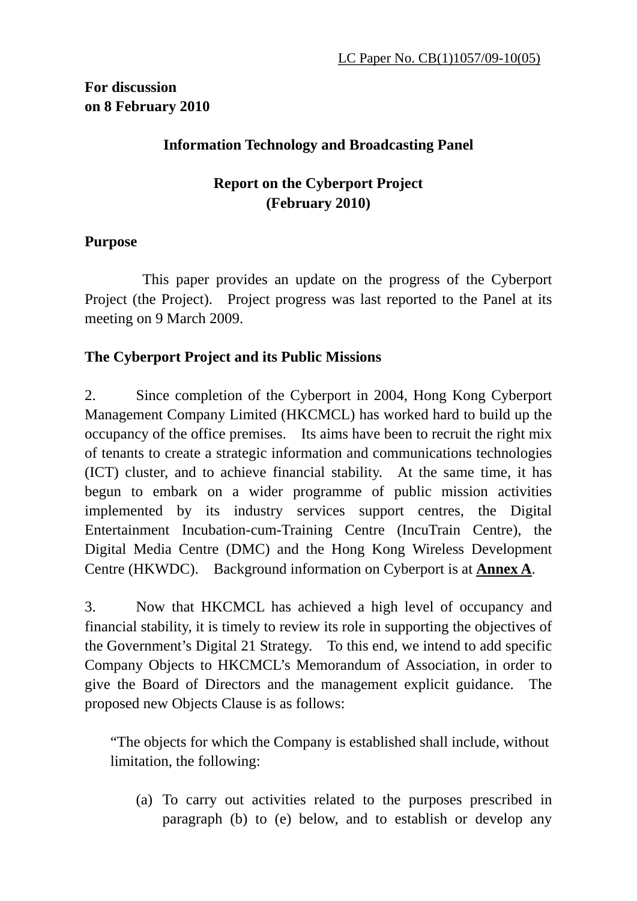LC Paper No. CB(1)1057/09-10(05)

**For discussion**
**on 8 February 2010**

**Information Technology and Broadcasting Panel**

**Report on the Cyberport Project**
**(February 2010)**

**Purpose**

This paper provides an update on the progress of the Cyberport Project (the Project). Project progress was last reported to the Panel at its meeting on 9 March 2009.

**The Cyberport Project and its Public Missions**

2. Since completion of the Cyberport in 2004, Hong Kong Cyberport Management Company Limited (HKCMCL) has worked hard to build up the occupancy of the office premises. Its aims have been to recruit the right mix of tenants to create a strategic information and communications technologies (ICT) cluster, and to achieve financial stability. At the same time, it has begun to embark on a wider programme of public mission activities implemented by its industry services support centres, the Digital Entertainment Incubation-cum-Training Centre (IncuTrain Centre), the Digital Media Centre (DMC) and the Hong Kong Wireless Development Centre (HKWDC). Background information on Cyberport is at **Annex A**.

3. Now that HKCMCL has achieved a high level of occupancy and financial stability, it is timely to review its role in supporting the objectives of the Government's Digital 21 Strategy. To this end, we intend to add specific Company Objects to HKCMCL's Memorandum of Association, in order to give the Board of Directors and the management explicit guidance. The proposed new Objects Clause is as follows:

> "The objects for which the Company is established shall include, without limitation, the following:
>
> (a) To carry out activities related to the purposes prescribed in paragraph (b) to (e) below, and to establish or develop any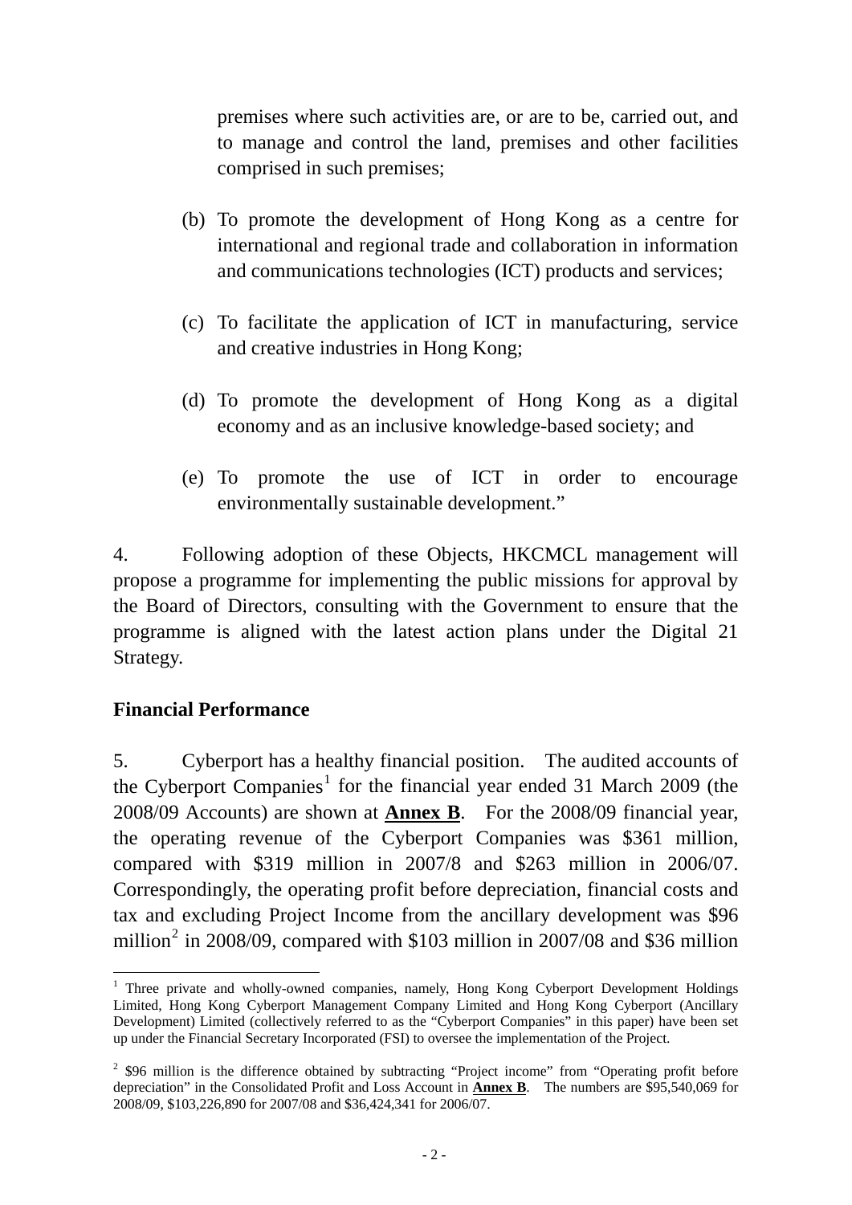premises where such activities are, or are to be, carried out, and to manage and control the land, premises and other facilities comprised in such premises;

(b) To promote the development of Hong Kong as a centre for international and regional trade and collaboration in information and communications technologies (ICT) products and services;

(c) To facilitate the application of ICT in manufacturing, service and creative industries in Hong Kong;

(d) To promote the development of Hong Kong as a digital economy and as an inclusive knowledge-based society; and

(e) To promote the use of ICT in order to encourage environmentally sustainable development."

4. Following adoption of these Objects, HKCMCL management will propose a programme for implementing the public missions for approval by the Board of Directors, consulting with the Government to ensure that the programme is aligned with the latest action plans under the Digital 21 Strategy.

**Financial Performance**

5. Cyberport has a healthy financial position. The audited accounts of the Cyberport Companies[1] for the financial year ended 31 March 2009 (the 2008/09 Accounts) are shown at **Annex B**. For the 2008/09 financial year, the operating revenue of the Cyberport Companies was $361 million, compared with $319 million in 2007/8 and $263 million in 2006/07. Correspondingly, the operating profit before depreciation, financial costs and tax and excluding Project Income from the ancillary development was $96 million[2] in 2008/09, compared with $103 million in 2007/08 and $36 million

[1] Three private and wholly-owned companies, namely, Hong Kong Cyberport Development Holdings Limited, Hong Kong Cyberport Management Company Limited and Hong Kong Cyberport (Ancillary Development) Limited (collectively referred to as the "Cyberport Companies" in this paper) have been set up under the Financial Secretary Incorporated (FSI) to oversee the implementation of the Project.

[2] $96 million is the difference obtained by subtracting "Project income" from "Operating profit before depreciation" in the Consolidated Profit and Loss Account in **Annex B**. The numbers are $95,540,069 for 2008/09, $103,226,890 for 2007/08 and $36,424,341 for 2006/07.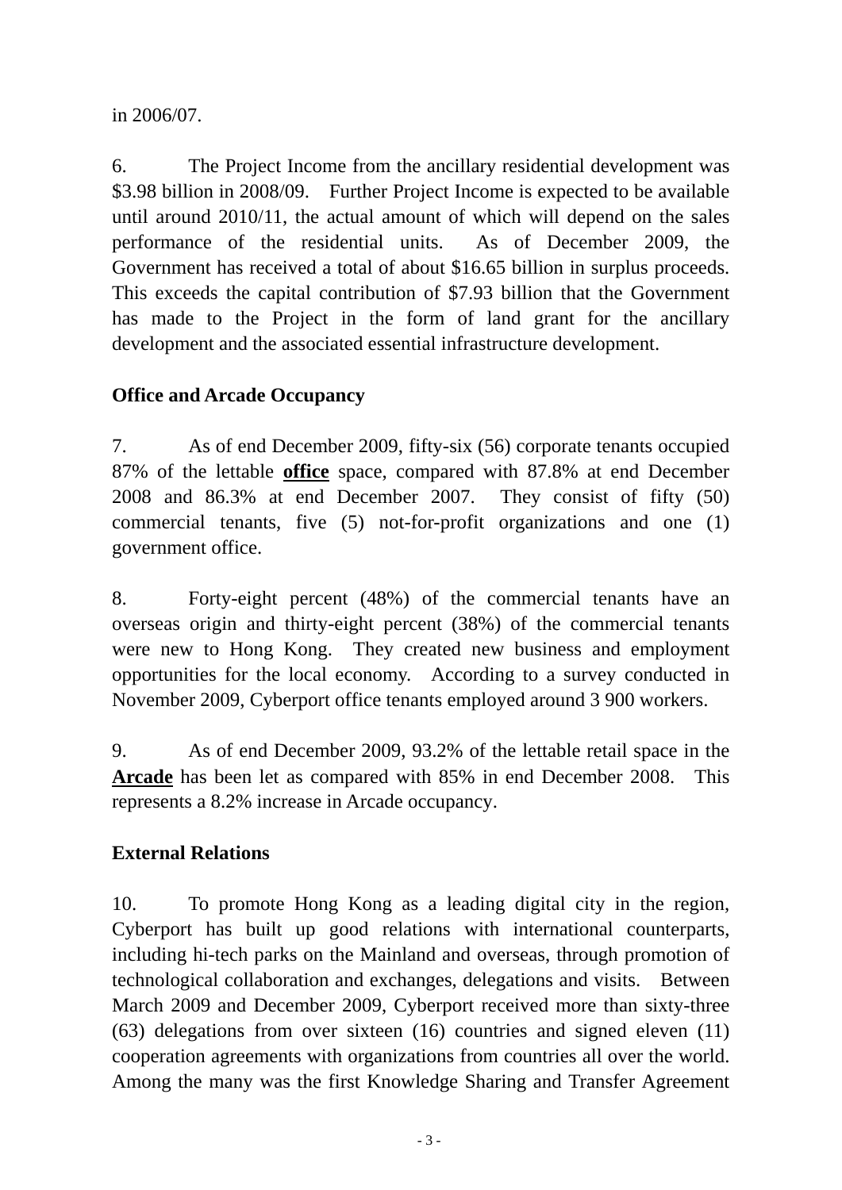in 2006/07.

6. The Project Income from the ancillary residential development was $3.98 billion in 2008/09. Further Project Income is expected to be available until around 2010/11, the actual amount of which will depend on the sales performance of the residential units. As of December 2009, the Government has received a total of about $16.65 billion in surplus proceeds. This exceeds the capital contribution of $7.93 billion that the Government has made to the Project in the form of land grant for the ancillary development and the associated essential infrastructure development.

**Office and Arcade Occupancy**

7. As of end December 2009, fifty-six (56) corporate tenants occupied 87% of the lettable **office** space, compared with 87.8% at end December 2008 and 86.3% at end December 2007. They consist of fifty (50) commercial tenants, five (5) not-for-profit organizations and one (1) government office.

8. Forty-eight percent (48%) of the commercial tenants have an overseas origin and thirty-eight percent (38%) of the commercial tenants were new to Hong Kong. They created new business and employment opportunities for the local economy. According to a survey conducted in November 2009, Cyberport office tenants employed around 3 900 workers.

9. As of end December 2009, 93.2% of the lettable retail space in the **Arcade** has been let as compared with 85% in end December 2008. This represents a 8.2% increase in Arcade occupancy.

**External Relations**

10. To promote Hong Kong as a leading digital city in the region, Cyberport has built up good relations with international counterparts, including hi-tech parks on the Mainland and overseas, through promotion of technological collaboration and exchanges, delegations and visits. Between March 2009 and December 2009, Cyberport received more than sixty-three (63) delegations from over sixteen (16) countries and signed eleven (11) cooperation agreements with organizations from countries all over the world. Among the many was the first Knowledge Sharing and Transfer Agreement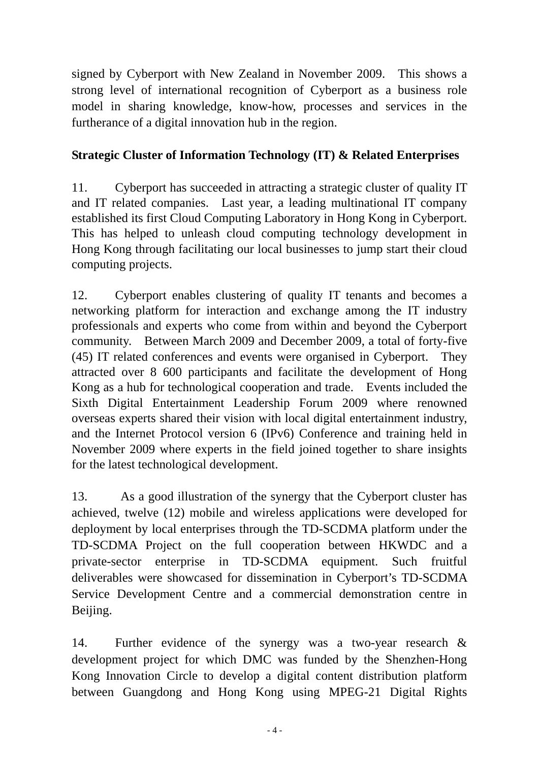signed by Cyberport with New Zealand in November 2009. This shows a strong level of international recognition of Cyberport as a business role model in sharing knowledge, know-how, processes and services in the furtherance of a digital innovation hub in the region.

**Strategic Cluster of Information Technology (IT) & Related Enterprises**

11. Cyberport has succeeded in attracting a strategic cluster of quality IT and IT related companies. Last year, a leading multinational IT company established its first Cloud Computing Laboratory in Hong Kong in Cyberport. This has helped to unleash cloud computing technology development in Hong Kong through facilitating our local businesses to jump start their cloud computing projects.

12. Cyberport enables clustering of quality IT tenants and becomes a networking platform for interaction and exchange among the IT industry professionals and experts who come from within and beyond the Cyberport community. Between March 2009 and December 2009, a total of forty-five (45) IT related conferences and events were organised in Cyberport. They attracted over 8 600 participants and facilitate the development of Hong Kong as a hub for technological cooperation and trade. Events included the Sixth Digital Entertainment Leadership Forum 2009 where renowned overseas experts shared their vision with local digital entertainment industry, and the Internet Protocol version 6 (IPv6) Conference and training held in November 2009 where experts in the field joined together to share insights for the latest technological development.

13. As a good illustration of the synergy that the Cyberport cluster has achieved, twelve (12) mobile and wireless applications were developed for deployment by local enterprises through the TD-SCDMA platform under the TD-SCDMA Project on the full cooperation between HKWDC and a private-sector enterprise in TD-SCDMA equipment. Such fruitful deliverables were showcased for dissemination in Cyberport's TD-SCDMA Service Development Centre and a commercial demonstration centre in Beijing.

14. Further evidence of the synergy was a two-year research & development project for which DMC was funded by the Shenzhen-Hong Kong Innovation Circle to develop a digital content distribution platform between Guangdong and Hong Kong using MPEG-21 Digital Rights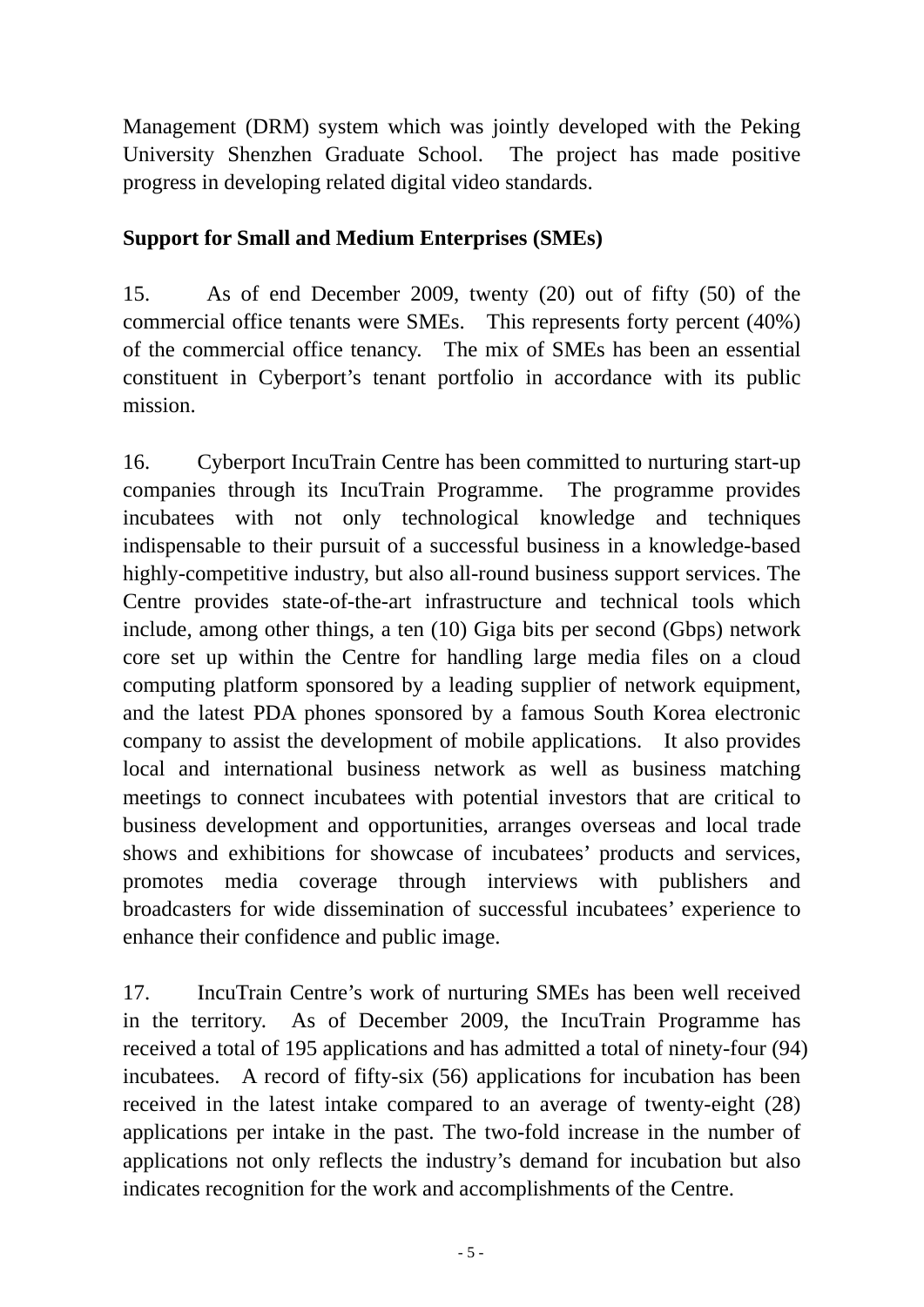Management (DRM) system which was jointly developed with the Peking University Shenzhen Graduate School. The project has made positive progress in developing related digital video standards.

**Support for Small and Medium Enterprises (SMEs)**

15. As of end December 2009, twenty (20) out of fifty (50) of the commercial office tenants were SMEs. This represents forty percent (40%) of the commercial office tenancy. The mix of SMEs has been an essential constituent in Cyberport's tenant portfolio in accordance with its public mission.

16. Cyberport IncuTrain Centre has been committed to nurturing start-up companies through its IncuTrain Programme. The programme provides incubatees with not only technological knowledge and techniques indispensable to their pursuit of a successful business in a knowledge-based highly-competitive industry, but also all-round business support services. The Centre provides state-of-the-art infrastructure and technical tools which include, among other things, a ten (10) Giga bits per second (Gbps) network core set up within the Centre for handling large media files on a cloud computing platform sponsored by a leading supplier of network equipment, and the latest PDA phones sponsored by a famous South Korea electronic company to assist the development of mobile applications. It also provides local and international business network as well as business matching meetings to connect incubatees with potential investors that are critical to business development and opportunities, arranges overseas and local trade shows and exhibitions for showcase of incubatees' products and services, promotes media coverage through interviews with publishers and broadcasters for wide dissemination of successful incubatees' experience to enhance their confidence and public image.

17. IncuTrain Centre's work of nurturing SMEs has been well received in the territory. As of December 2009, the IncuTrain Programme has received a total of 195 applications and has admitted a total of ninety-four (94) incubatees. A record of fifty-six (56) applications for incubation has been received in the latest intake compared to an average of twenty-eight (28) applications per intake in the past. The two-fold increase in the number of applications not only reflects the industry's demand for incubation but also indicates recognition for the work and accomplishments of the Centre.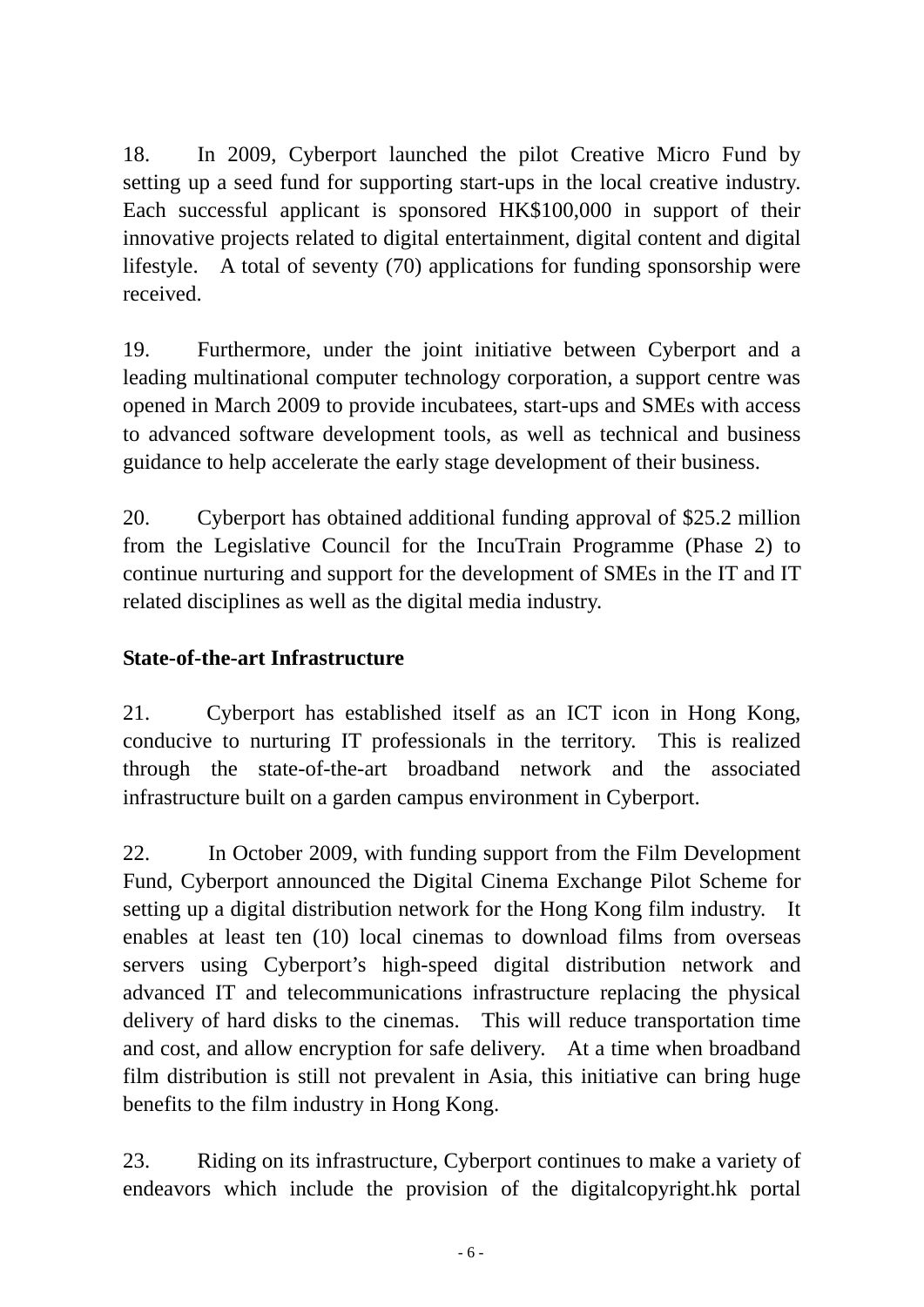18. In 2009, Cyberport launched the pilot Creative Micro Fund by setting up a seed fund for supporting start-ups in the local creative industry. Each successful applicant is sponsored HK$100,000 in support of their innovative projects related to digital entertainment, digital content and digital lifestyle. A total of seventy (70) applications for funding sponsorship were received.

19. Furthermore, under the joint initiative between Cyberport and a leading multinational computer technology corporation, a support centre was opened in March 2009 to provide incubatees, start-ups and SMEs with access to advanced software development tools, as well as technical and business guidance to help accelerate the early stage development of their business.

20. Cyberport has obtained additional funding approval of $25.2 million from the Legislative Council for the IncuTrain Programme (Phase 2) to continue nurturing and support for the development of SMEs in the IT and IT related disciplines as well as the digital media industry.

**State-of-the-art Infrastructure**

21. Cyberport has established itself as an ICT icon in Hong Kong, conducive to nurturing IT professionals in the territory. This is realized through the state-of-the-art broadband network and the associated infrastructure built on a garden campus environment in Cyberport.

22. In October 2009, with funding support from the Film Development Fund, Cyberport announced the Digital Cinema Exchange Pilot Scheme for setting up a digital distribution network for the Hong Kong film industry. It enables at least ten (10) local cinemas to download films from overseas servers using Cyberport's high-speed digital distribution network and advanced IT and telecommunications infrastructure replacing the physical delivery of hard disks to the cinemas. This will reduce transportation time and cost, and allow encryption for safe delivery. At a time when broadband film distribution is still not prevalent in Asia, this initiative can bring huge benefits to the film industry in Hong Kong.

23. Riding on its infrastructure, Cyberport continues to make a variety of endeavors which include the provision of the digitalcopyright.hk portal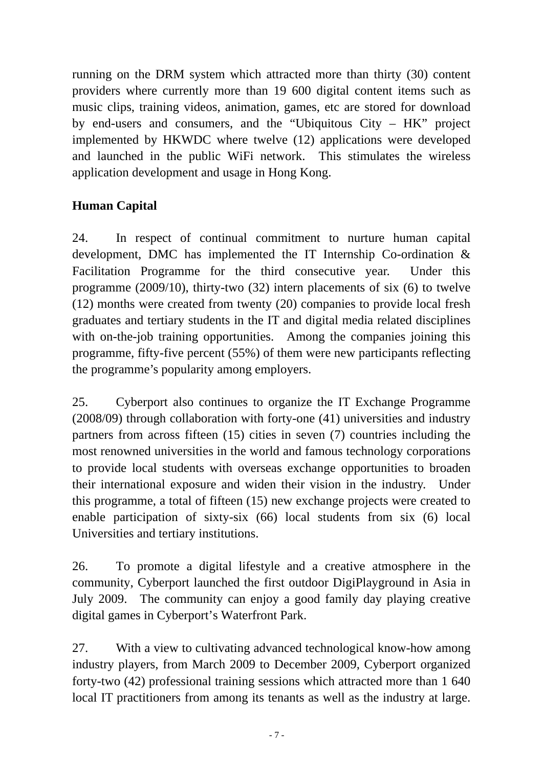running on the DRM system which attracted more than thirty (30) content providers where currently more than 19 600 digital content items such as music clips, training videos, animation, games, etc are stored for download by end-users and consumers, and the "Ubiquitous City – HK" project implemented by HKWDC where twelve (12) applications were developed and launched in the public WiFi network. This stimulates the wireless application development and usage in Hong Kong.

**Human Capital**

24. In respect of continual commitment to nurture human capital development, DMC has implemented the IT Internship Co-ordination & Facilitation Programme for the third consecutive year. Under this programme (2009/10), thirty-two (32) intern placements of six (6) to twelve (12) months were created from twenty (20) companies to provide local fresh graduates and tertiary students in the IT and digital media related disciplines with on-the-job training opportunities. Among the companies joining this programme, fifty-five percent (55%) of them were new participants reflecting the programme's popularity among employers.

25. Cyberport also continues to organize the IT Exchange Programme (2008/09) through collaboration with forty-one (41) universities and industry partners from across fifteen (15) cities in seven (7) countries including the most renowned universities in the world and famous technology corporations to provide local students with overseas exchange opportunities to broaden their international exposure and widen their vision in the industry. Under this programme, a total of fifteen (15) new exchange projects were created to enable participation of sixty-six (66) local students from six (6) local Universities and tertiary institutions.

26. To promote a digital lifestyle and a creative atmosphere in the community, Cyberport launched the first outdoor DigiPlayground in Asia in July 2009. The community can enjoy a good family day playing creative digital games in Cyberport's Waterfront Park.

27. With a view to cultivating advanced technological know-how among industry players, from March 2009 to December 2009, Cyberport organized forty-two (42) professional training sessions which attracted more than 1 640 local IT practitioners from among its tenants as well as the industry at large.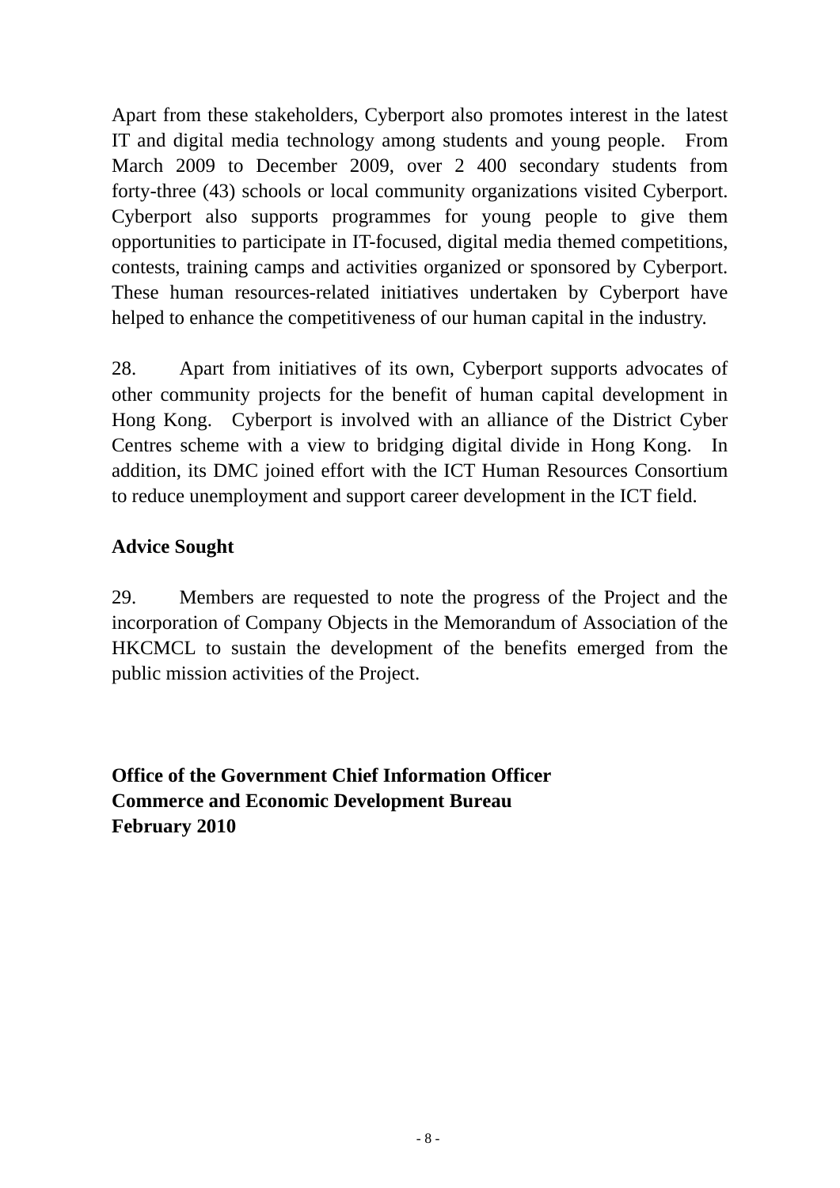Apart from these stakeholders, Cyberport also promotes interest in the latest IT and digital media technology among students and young people. From March 2009 to December 2009, over 2 400 secondary students from forty-three (43) schools or local community organizations visited Cyberport. Cyberport also supports programmes for young people to give them opportunities to participate in IT-focused, digital media themed competitions, contests, training camps and activities organized or sponsored by Cyberport. These human resources-related initiatives undertaken by Cyberport have helped to enhance the competitiveness of our human capital in the industry.

28. Apart from initiatives of its own, Cyberport supports advocates of other community projects for the benefit of human capital development in Hong Kong. Cyberport is involved with an alliance of the District Cyber Centres scheme with a view to bridging digital divide in Hong Kong. In addition, its DMC joined effort with the ICT Human Resources Consortium to reduce unemployment and support career development in the ICT field.

**Advice Sought**

29. Members are requested to note the progress of the Project and the incorporation of Company Objects in the Memorandum of Association of the HKCMCL to sustain the development of the benefits emerged from the public mission activities of the Project.

**Office of the Government Chief Information Officer**
**Commerce and Economic Development Bureau**
**February 2010**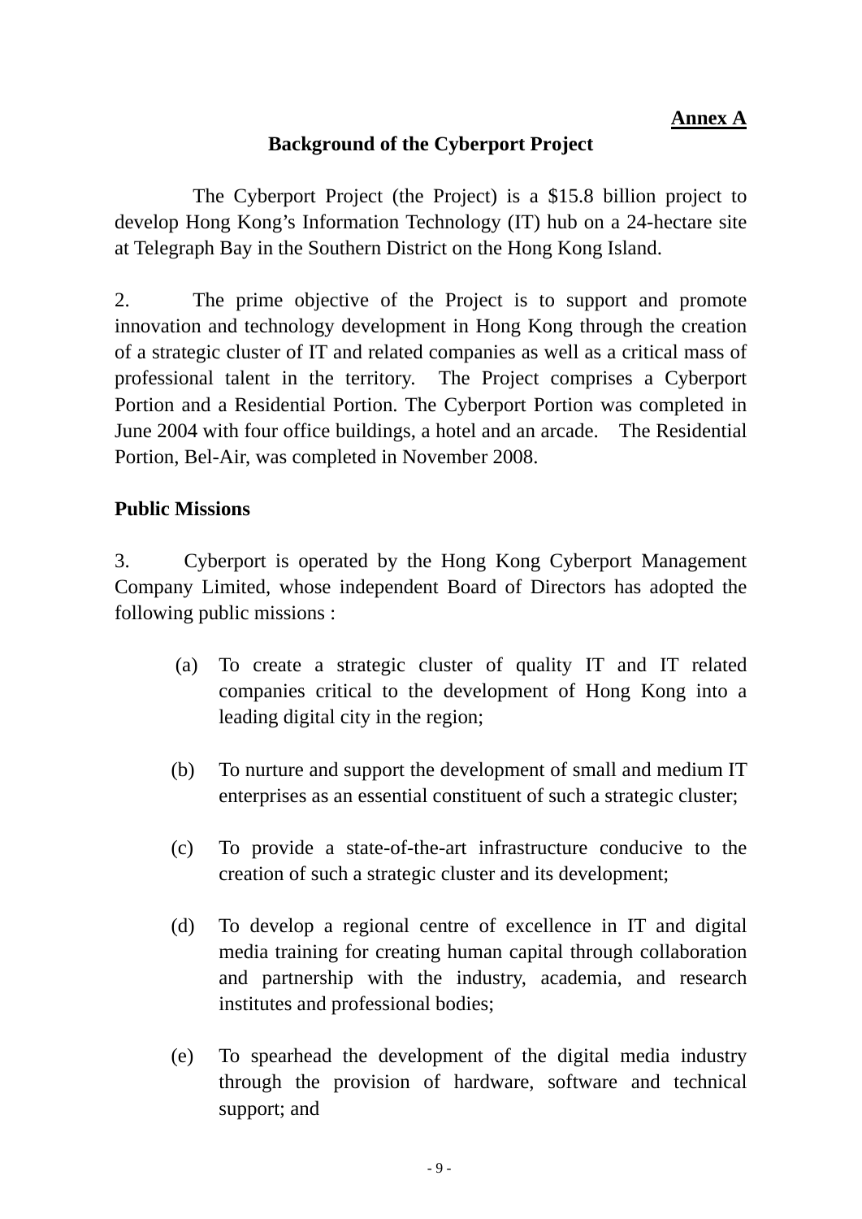**Annex A**

**Background of the Cyberport Project**

The Cyberport Project (the Project) is a $15.8 billion project to develop Hong Kong's Information Technology (IT) hub on a 24-hectare site at Telegraph Bay in the Southern District on the Hong Kong Island.

2. The prime objective of the Project is to support and promote innovation and technology development in Hong Kong through the creation of a strategic cluster of IT and related companies as well as a critical mass of professional talent in the territory. The Project comprises a Cyberport Portion and a Residential Portion. The Cyberport Portion was completed in June 2004 with four office buildings, a hotel and an arcade. The Residential Portion, Bel-Air, was completed in November 2008.

**Public Missions**

3. Cyberport is operated by the Hong Kong Cyberport Management Company Limited, whose independent Board of Directors has adopted the following public missions :

(a) To create a strategic cluster of quality IT and IT related companies critical to the development of Hong Kong into a leading digital city in the region;

(b) To nurture and support the development of small and medium IT enterprises as an essential constituent of such a strategic cluster;

(c) To provide a state-of-the-art infrastructure conducive to the creation of such a strategic cluster and its development;

(d) To develop a regional centre of excellence in IT and digital media training for creating human capital through collaboration and partnership with the industry, academia, and research institutes and professional bodies;

(e) To spearhead the development of the digital media industry through the provision of hardware, software and technical support; and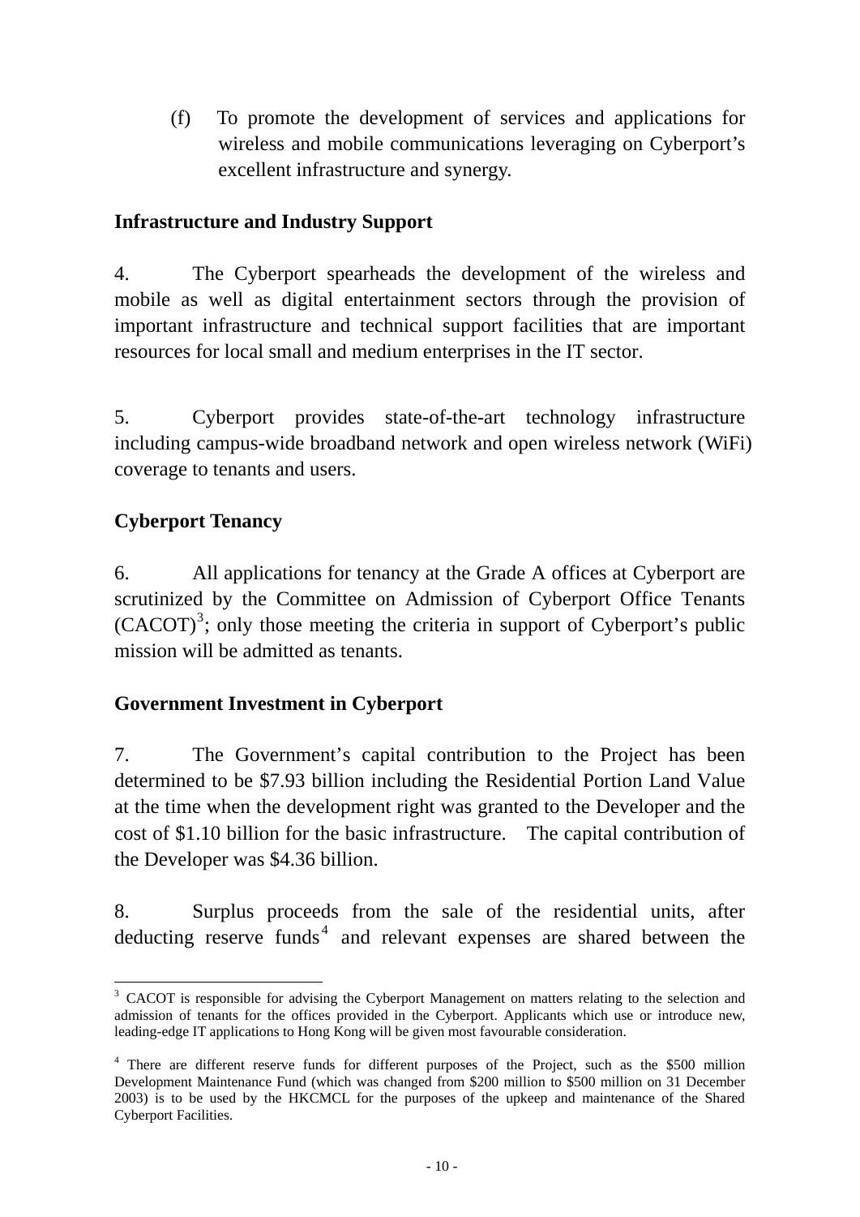(f) To promote the development of services and applications for wireless and mobile communications leveraging on Cyberport's excellent infrastructure and synergy.

**Infrastructure and Industry Support**

4. The Cyberport spearheads the development of the wireless and mobile as well as digital entertainment sectors through the provision of important infrastructure and technical support facilities that are important resources for local small and medium enterprises in the IT sector.

5. Cyberport provides state-of-the-art technology infrastructure including campus-wide broadband network and open wireless network (WiFi) coverage to tenants and users.

**Cyberport Tenancy**

6. All applications for tenancy at the Grade A offices at Cyberport are scrutinized by the Committee on Admission of Cyberport Office Tenants (CACOT)[3]; only those meeting the criteria in support of Cyberport's public mission will be admitted as tenants.

**Government Investment in Cyberport**

7. The Government's capital contribution to the Project has been determined to be $7.93 billion including the Residential Portion Land Value at the time when the development right was granted to the Developer and the cost of $1.10 billion for the basic infrastructure. The capital contribution of the Developer was $4.36 billion.

8. Surplus proceeds from the sale of the residential units, after deducting reserve funds[4] and relevant expenses are shared between the

---

[3] CACOT is responsible for advising the Cyberport Management on matters relating to the selection and admission of tenants for the offices provided in the Cyberport. Applicants which use or introduce new, leading-edge IT applications to Hong Kong will be given most favourable consideration.

[4] There are different reserve funds for different purposes of the Project, such as the $500 million Development Maintenance Fund (which was changed from $200 million to $500 million on 31 December 2003) is to be used by the HKCMCL for the purposes of the upkeep and maintenance of the Shared Cyberport Facilities.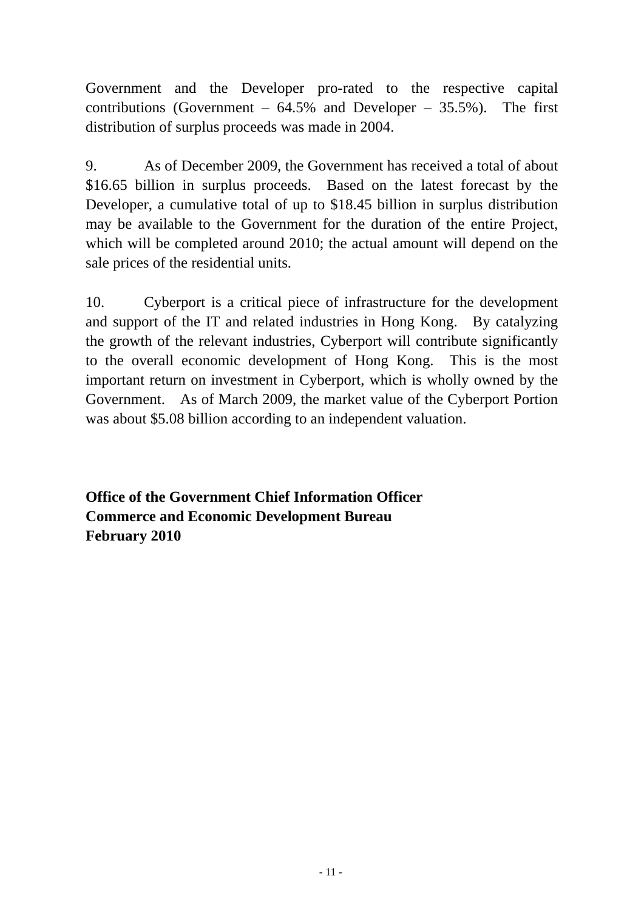Government and the Developer pro-rated to the respective capital contributions (Government – 64.5% and Developer – 35.5%). The first distribution of surplus proceeds was made in 2004.

9. As of December 2009, the Government has received a total of about $16.65 billion in surplus proceeds. Based on the latest forecast by the Developer, a cumulative total of up to $18.45 billion in surplus distribution may be available to the Government for the duration of the entire Project, which will be completed around 2010; the actual amount will depend on the sale prices of the residential units.

10. Cyberport is a critical piece of infrastructure for the development and support of the IT and related industries in Hong Kong. By catalyzing the growth of the relevant industries, Cyberport will contribute significantly to the overall economic development of Hong Kong. This is the most important return on investment in Cyberport, which is wholly owned by the Government. As of March 2009, the market value of the Cyberport Portion was about $5.08 billion according to an independent valuation.

**Office of the Government Chief Information Officer**
**Commerce and Economic Development Bureau**
**February 2010**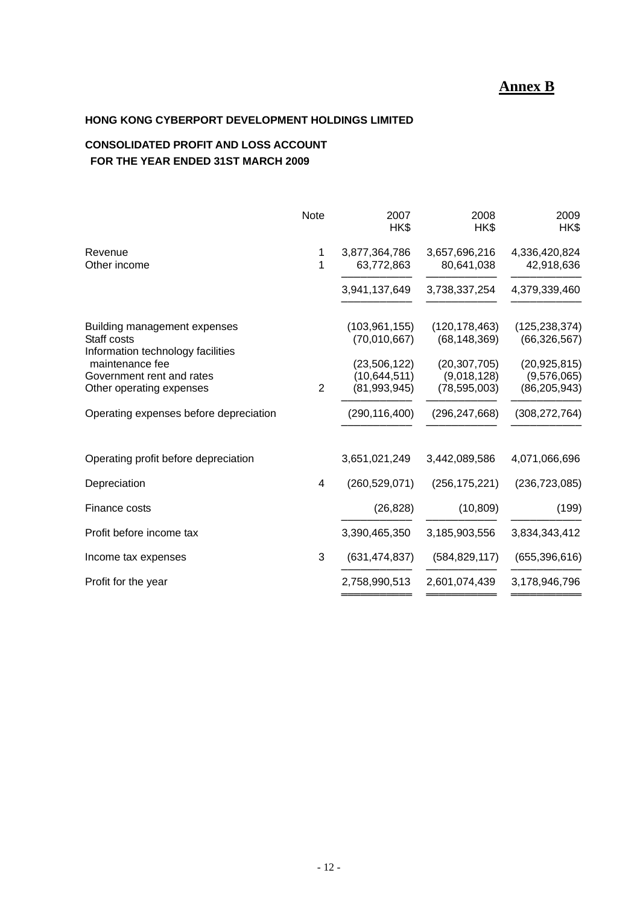**Annex B**

**HONG KONG CYBERPORT DEVELOPMENT HOLDINGS LIMITED**

**CONSOLIDATED PROFIT AND LOSS ACCOUNT**
**FOR THE YEAR ENDED 31ST MARCH 2009**

| | Note | 2007<br>HK$ | 2008<br>HK$ | 2009<br>HK$ |
|---|---|---|---|---|
| Revenue | 1 | 3,877,364,786 | 3,657,696,216 | 4,336,420,824 |
| Other income | 1 | 63,772,863 | 80,641,038 | 42,918,636 |
| | | 3,941,137,649 | 3,738,337,254 | 4,379,339,460 |
| Building management expenses | | (103,961,155) | (120,178,463) | (125,238,374) |
| Staff costs | | (70,010,667) | (68,148,369) | (66,326,567) |
| Information technology facilities maintenance fee | | (23,506,122) | (20,307,705) | (20,925,815) |
| Government rent and rates | | (10,644,511) | (9,018,128) | (9,576,065) |
| Other operating expenses | 2 | (81,993,945) | (78,595,003) | (86,205,943) |
| Operating expenses before depreciation | | (290,116,400) | (296,247,668) | (308,272,764) |
| Operating profit before depreciation | | 3,651,021,249 | 3,442,089,586 | 4,071,066,696 |
| Depreciation | 4 | (260,529,071) | (256,175,221) | (236,723,085) |
| Finance costs | | (26,828) | (10,809) | (199) |
| Profit before income tax | | 3,390,465,350 | 3,185,903,556 | 3,834,343,412 |
| Income tax expenses | 3 | (631,474,837) | (584,829,117) | (655,396,616) |
| Profit for the year | | 2,758,990,513 | 2,601,074,439 | 3,178,946,796 |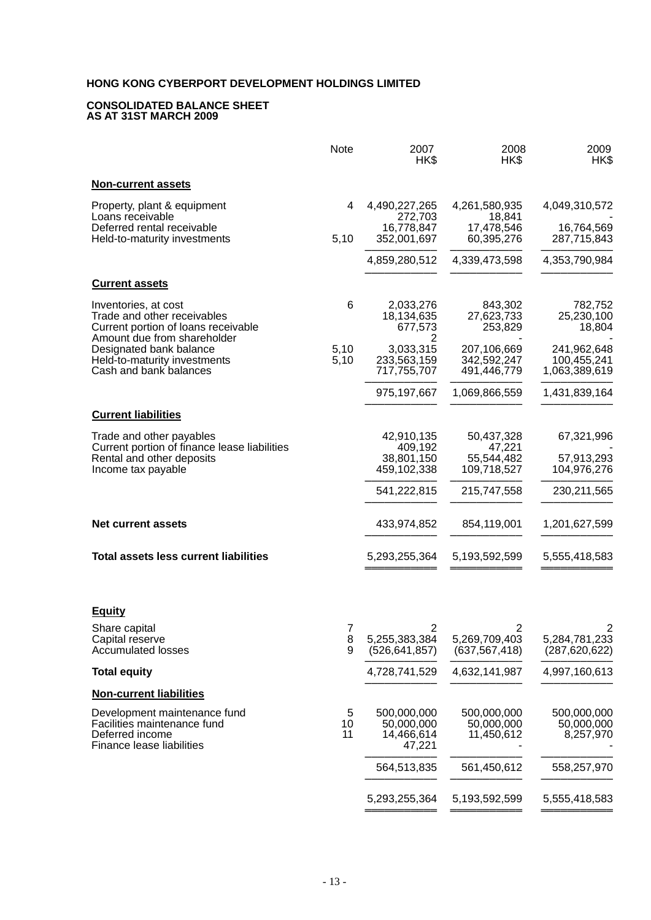**HONG KONG CYBERPORT DEVELOPMENT HOLDINGS LIMITED**

**CONSOLIDATED BALANCE SHEET**
**AS AT 31ST MARCH 2009**

| | Note | 2007 HK$ | 2008 HK$ | 2009 HK$ |
|---|---|---|---|---|
| **Non-current assets** | | | | |
| Property, plant & equipment | 4 | 4,490,227,265 | 4,261,580,935 | 4,049,310,572 |
| Loans receivable | | 272,703 | 18,841 | - |
| Deferred rental receivable | | 16,778,847 | 17,478,546 | 16,764,569 |
| Held-to-maturity investments | 5,10 | 352,001,697 | 60,395,276 | 287,715,843 |
| | | 4,859,280,512 | 4,339,473,598 | 4,353,790,984 |
| **Current assets** | | | | |
| Inventories, at cost | 6 | 2,033,276 | 843,302 | 782,752 |
| Trade and other receivables | | 18,134,635 | 27,623,733 | 25,230,100 |
| Current portion of loans receivable | | 677,573 | 253,829 | 18,804 |
| Amount due from shareholder | | 2 | - | - |
| Designated bank balance | 5,10 | 3,033,315 | 207,106,669 | 241,962,648 |
| Held-to-maturity investments | 5,10 | 233,563,159 | 342,592,247 | 100,455,241 |
| Cash and bank balances | | 717,755,707 | 491,446,779 | 1,063,389,619 |
| | | 975,197,667 | 1,069,866,559 | 1,431,839,164 |
| **Current liabilities** | | | | |
| Trade and other payables | | 42,910,135 | 50,437,328 | 67,321,996 |
| Current portion of finance lease liabilities | | 409,192 | 47,221 | - |
| Rental and other deposits | | 38,801,150 | 55,544,482 | 57,913,293 |
| Income tax payable | | 459,102,338 | 109,718,527 | 104,976,276 |
| | | 541,222,815 | 215,747,558 | 230,211,565 |
| **Net current assets** | | 433,974,852 | 854,119,001 | 1,201,627,599 |
| **Total assets less current liabilities** | | 5,293,255,364 | 5,193,592,599 | 5,555,418,583 |
| **Equity** | | | | |
| Share capital | 7 | 2 | 2 | 2 |
| Capital reserve | 8 | 5,255,383,384 | 5,269,709,403 | 5,284,781,233 |
| Accumulated losses | 9 | (526,641,857) | (637,567,418) | (287,620,622) |
| **Total equity** | | 4,728,741,529 | 4,632,141,987 | 4,997,160,613 |
| **Non-current liabilities** | | | | |
| Development maintenance fund | 5 | 500,000,000 | 500,000,000 | 500,000,000 |
| Facilities maintenance fund | 10 | 50,000,000 | 50,000,000 | 50,000,000 |
| Deferred income | 11 | 14,466,614 | 11,450,612 | 8,257,970 |
| Finance lease liabilities | | 47,221 | - | - |
| | | 564,513,835 | 561,450,612 | 558,257,970 |
| | | 5,293,255,364 | 5,193,592,599 | 5,555,418,583 |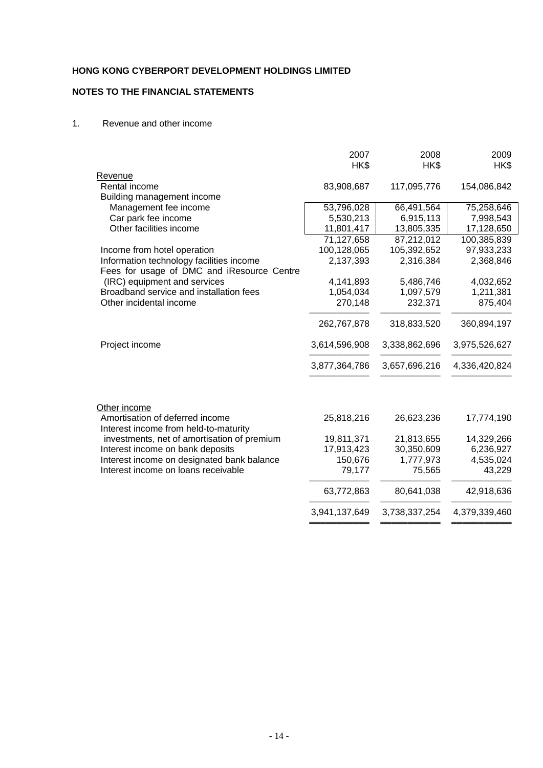**HONG KONG CYBERPORT DEVELOPMENT HOLDINGS LIMITED**

**NOTES TO THE FINANCIAL STATEMENTS**

1. Revenue and other income

| | 2007 HK$ | 2008 HK$ | 2009 HK$ |
|---|---:|---:|---:|
| Revenue | | | |
| Rental income | 83,908,687 | 117,095,776 | 154,086,842 |
| Building management income | | | |
| Management fee income | 53,796,028 | 66,491,564 | 75,258,646 |
| Car park fee income | 5,530,213 | 6,915,113 | 7,998,543 |
| Other facilities income | 11,801,417 | 13,805,335 | 17,128,650 |
| | 71,127,658 | 87,212,012 | 100,385,839 |
| Income from hotel operation | 100,128,065 | 105,392,652 | 97,933,233 |
| Information technology facilities income | 2,137,393 | 2,316,384 | 2,368,846 |
| Fees for usage of DMC and iResource Centre (IRC) equipment and services | 4,141,893 | 5,486,746 | 4,032,652 |
| Broadband service and installation fees | 1,054,034 | 1,097,579 | 1,211,381 |
| Other incidental income | 270,148 | 232,371 | 875,404 |
| | 262,767,878 | 318,833,520 | 360,894,197 |
| Project income | 3,614,596,908 | 3,338,862,696 | 3,975,526,627 |
| | 3,877,364,786 | 3,657,696,216 | 4,336,420,824 |
| Other income | | | |
| Amortisation of deferred income | 25,818,216 | 26,623,236 | 17,774,190 |
| Interest income from held-to-maturity investments, net of amortisation of premium | 19,811,371 | 21,813,655 | 14,329,266 |
| Interest income on bank deposits | 17,913,423 | 30,350,609 | 6,236,927 |
| Interest income on designated bank balance | 150,676 | 1,777,973 | 4,535,024 |
| Interest income on loans receivable | 79,177 | 75,565 | 43,229 |
| | 63,772,863 | 80,641,038 | 42,918,636 |
| | 3,941,137,649 | 3,738,337,254 | 4,379,339,460 |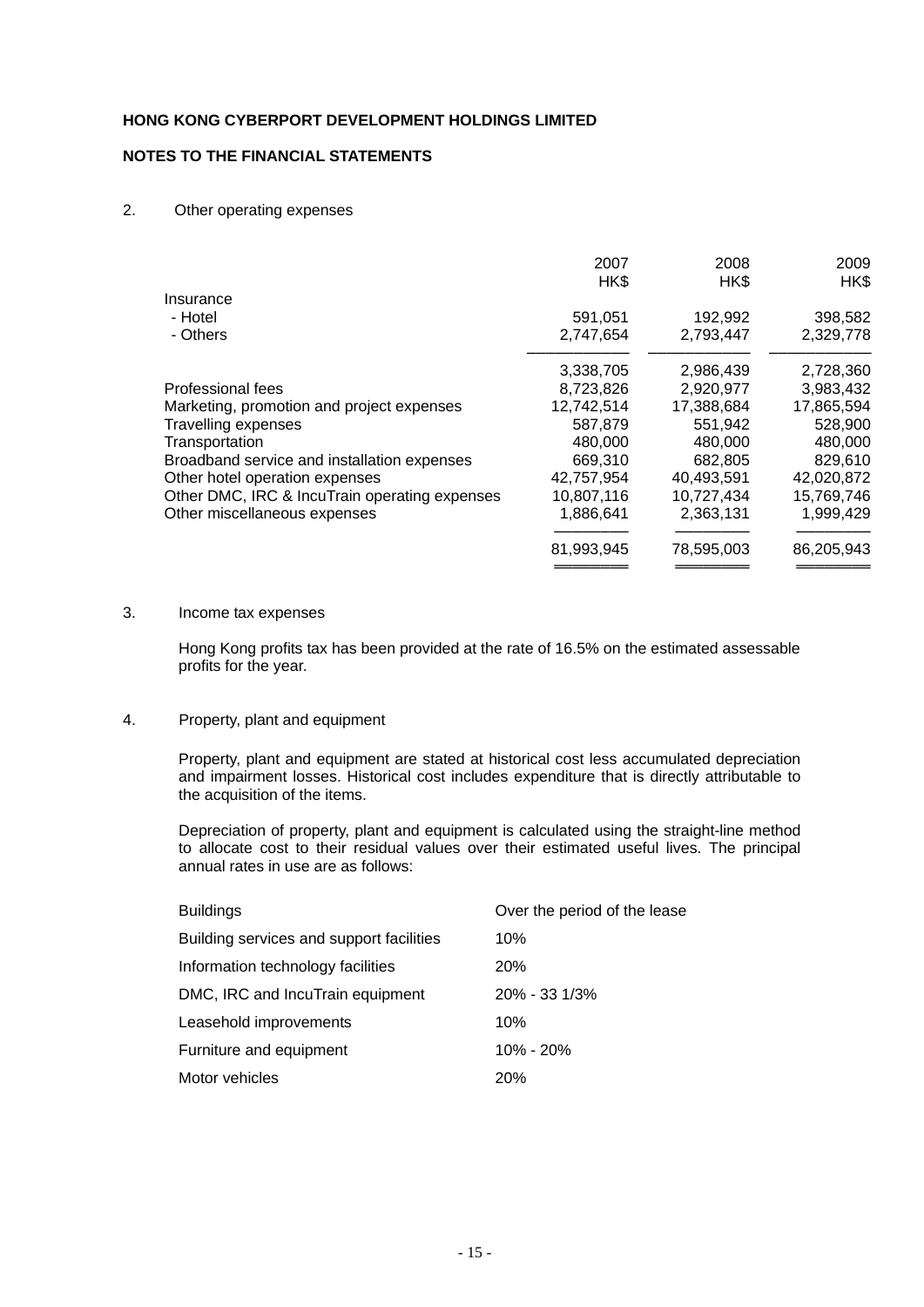**HONG KONG CYBERPORT DEVELOPMENT HOLDINGS LIMITED**

**NOTES TO THE FINANCIAL STATEMENTS**

2. Other operating expenses

| | 2007 HK$ | 2008 HK$ | 2009 HK$ |
|---|---|---|---|
| Insurance | | | |
| - Hotel | 591,051 | 192,992 | 398,582 |
| - Others | 2,747,654 | 2,793,447 | 2,329,778 |
| | 3,338,705 | 2,986,439 | 2,728,360 |
| Professional fees | 8,723,826 | 2,920,977 | 3,983,432 |
| Marketing, promotion and project expenses | 12,742,514 | 17,388,684 | 17,865,594 |
| Travelling expenses | 587,879 | 551,942 | 528,900 |
| Transportation | 480,000 | 480,000 | 480,000 |
| Broadband service and installation expenses | 669,310 | 682,805 | 829,610 |
| Other hotel operation expenses | 42,757,954 | 40,493,591 | 42,020,872 |
| Other DMC, IRC & IncuTrain operating expenses | 10,807,116 | 10,727,434 | 15,769,746 |
| Other miscellaneous expenses | 1,886,641 | 2,363,131 | 1,999,429 |
| | 81,993,945 | 78,595,003 | 86,205,943 |

3. Income tax expenses

Hong Kong profits tax has been provided at the rate of 16.5% on the estimated assessable profits for the year.

4. Property, plant and equipment

Property, plant and equipment are stated at historical cost less accumulated depreciation and impairment losses. Historical cost includes expenditure that is directly attributable to the acquisition of the items.

Depreciation of property, plant and equipment is calculated using the straight-line method to allocate cost to their residual values over their estimated useful lives. The principal annual rates in use are as follows:

| | |
|---|---|
| Buildings | Over the period of the lease |
| Building services and support facilities | 10% |
| Information technology facilities | 20% |
| DMC, IRC and IncuTrain equipment | 20% - 33 1/3% |
| Leasehold improvements | 10% |
| Furniture and equipment | 10% - 20% |
| Motor vehicles | 20% |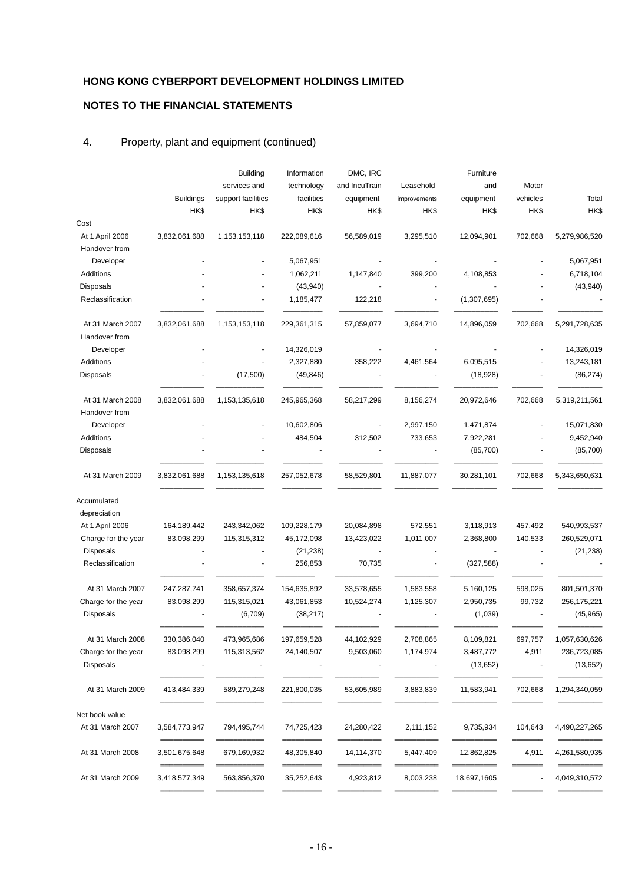**HONG KONG CYBERPORT DEVELOPMENT HOLDINGS LIMITED**

**NOTES TO THE FINANCIAL STATEMENTS**

4. Property, plant and equipment (continued)

| | Buildings | Building services and support facilities | Information technology facilities | DMC, IRC and IncuTrain equipment | Leasehold improvements | Furniture and equipment | Motor vehicles | Total |
|---|---|---|---|---|---|---|---|---|
| | HK$ | HK$ | HK$ | HK$ | HK$ | HK$ | HK$ | HK$ |
| Cost | | | | | | | | |
| At 1 April 2006 | 3,832,061,688 | 1,153,153,118 | 222,089,616 | 56,589,019 | 3,295,510 | 12,094,901 | 702,668 | 5,279,986,520 |
| Handover from Developer | - | - | 5,067,951 | - | - | - | - | 5,067,951 |
| Additions | - | - | 1,062,211 | 1,147,840 | 399,200 | 4,108,853 | - | 6,718,104 |
| Disposals | - | - | (43,940) | - | - | - | - | (43,940) |
| Reclassification | - | - | 1,185,477 | 122,218 | - | (1,307,695) | - | - |
| At 31 March 2007 | 3,832,061,688 | 1,153,153,118 | 229,361,315 | 57,859,077 | 3,694,710 | 14,896,059 | 702,668 | 5,291,728,635 |
| Handover from Developer | - | - | 14,326,019 | - | - | - | - | 14,326,019 |
| Additions | - | - | 2,327,880 | 358,222 | 4,461,564 | 6,095,515 | - | 13,243,181 |
| Disposals | - | (17,500) | (49,846) | - | - | (18,928) | - | (86,274) |
| At 31 March 2008 | 3,832,061,688 | 1,153,135,618 | 245,965,368 | 58,217,299 | 8,156,274 | 20,972,646 | 702,668 | 5,319,211,561 |
| Handover from Developer | - | - | 10,602,806 | - | 2,997,150 | 1,471,874 | - | 15,071,830 |
| Additions | - | - | 484,504 | 312,502 | 733,653 | 7,922,281 | - | 9,452,940 |
| Disposals | - | - | - | - | - | (85,700) | - | (85,700) |
| At 31 March 2009 | 3,832,061,688 | 1,153,135,618 | 257,052,678 | 58,529,801 | 11,887,077 | 30,281,101 | 702,668 | 5,343,650,631 |
| Accumulated depreciation | | | | | | | | |
| At 1 April 2006 | 164,189,442 | 243,342,062 | 109,228,179 | 20,084,898 | 572,551 | 3,118,913 | 457,492 | 540,993,537 |
| Charge for the year | 83,098,299 | 115,315,312 | 45,172,098 | 13,423,022 | 1,011,007 | 2,368,800 | 140,533 | 260,529,071 |
| Disposals | - | - | (21,238) | - | - | - | - | (21,238) |
| Reclassification | - | - | 256,853 | 70,735 | - | (327,588) | - | - |
| At 31 March 2007 | 247,287,741 | 358,657,374 | 154,635,892 | 33,578,655 | 1,583,558 | 5,160,125 | 598,025 | 801,501,370 |
| Charge for the year | 83,098,299 | 115,315,021 | 43,061,853 | 10,524,274 | 1,125,307 | 2,950,735 | 99,732 | 256,175,221 |
| Disposals | - | (6,709) | (38,217) | - | - | (1,039) | - | (45,965) |
| At 31 March 2008 | 330,386,040 | 473,965,686 | 197,659,528 | 44,102,929 | 2,708,865 | 8,109,821 | 697,757 | 1,057,630,626 |
| Charge for the year | 83,098,299 | 115,313,562 | 24,140,507 | 9,503,060 | 1,174,974 | 3,487,772 | 4,911 | 236,723,085 |
| Disposals | - | - | - | - | - | (13,652) | - | (13,652) |
| At 31 March 2009 | 413,484,339 | 589,279,248 | 221,800,035 | 53,605,989 | 3,883,839 | 11,583,941 | 702,668 | 1,294,340,059 |
| Net book value | | | | | | | | |
| At 31 March 2007 | 3,584,773,947 | 794,495,744 | 74,725,423 | 24,280,422 | 2,111,152 | 9,735,934 | 104,643 | 4,490,227,265 |
| At 31 March 2008 | 3,501,675,648 | 679,169,932 | 48,305,840 | 14,114,370 | 5,447,409 | 12,862,825 | 4,911 | 4,261,580,935 |
| At 31 March 2009 | 3,418,577,349 | 563,856,370 | 35,252,643 | 4,923,812 | 8,003,238 | 18,697,1605 | - | 4,049,310,572 |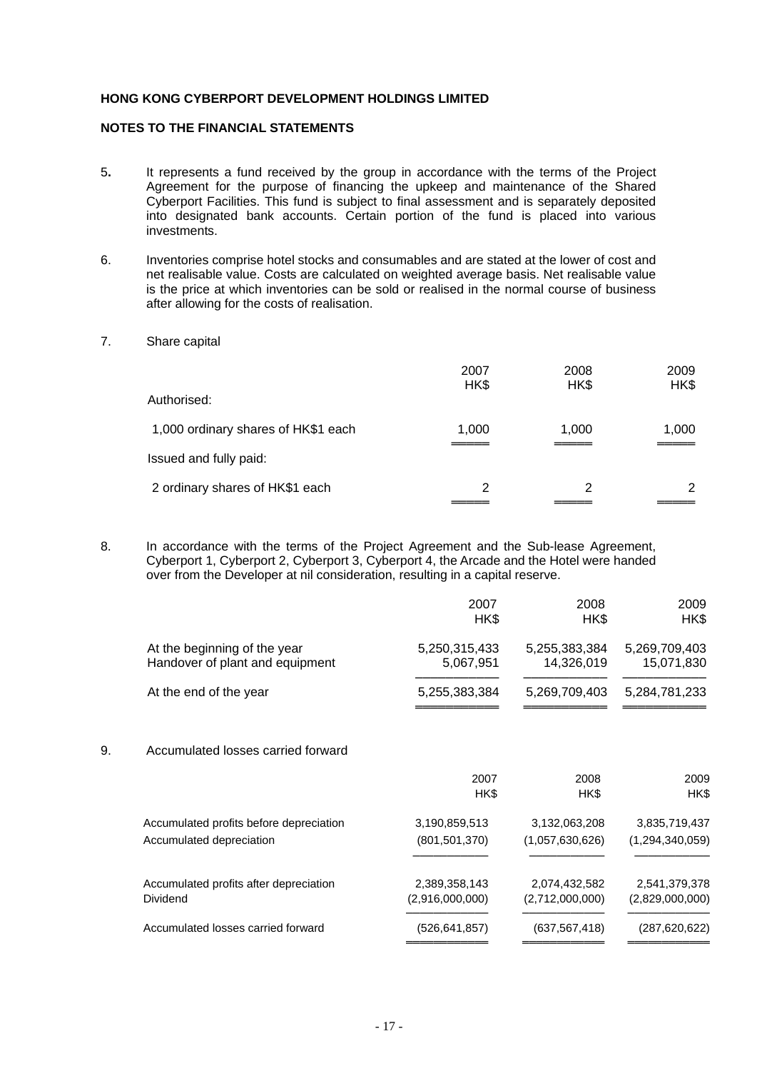**HONG KONG CYBERPORT DEVELOPMENT HOLDINGS LIMITED**

**NOTES TO THE FINANCIAL STATEMENTS**

5. It represents a fund received by the group in accordance with the terms of the Project Agreement for the purpose of financing the upkeep and maintenance of the Shared Cyberport Facilities. This fund is subject to final assessment and is separately deposited into designated bank accounts. Certain portion of the fund is placed into various investments.

6. Inventories comprise hotel stocks and consumables and are stated at the lower of cost and net realisable value. Costs are calculated on weighted average basis. Net realisable value is the price at which inventories can be sold or realised in the normal course of business after allowing for the costs of realisation.

7. Share capital

| | 2007 HK$ | 2008 HK$ | 2009 HK$ |
|---|---|---|---|
| Authorised: | | | |
| 1,000 ordinary shares of HK$1 each | 1,000 | 1,000 | 1,000 |
| Issued and fully paid: | | | |
| 2 ordinary shares of HK$1 each | 2 | 2 | 2 |

8. In accordance with the terms of the Project Agreement and the Sub-lease Agreement, Cyberport 1, Cyberport 2, Cyberport 3, Cyberport 4, the Arcade and the Hotel were handed over from the Developer at nil consideration, resulting in a capital reserve.

| | 2007 HK$ | 2008 HK$ | 2009 HK$ |
|---|---|---|---|
| At the beginning of the year | 5,250,315,433 | 5,255,383,384 | 5,269,709,403 |
| Handover of plant and equipment | 5,067,951 | 14,326,019 | 15,071,830 |
| At the end of the year | 5,255,383,384 | 5,269,709,403 | 5,284,781,233 |

9. Accumulated losses carried forward

| | 2007 HK$ | 2008 HK$ | 2009 HK$ |
|---|---|---|---|
| Accumulated profits before depreciation | 3,190,859,513 | 3,132,063,208 | 3,835,719,437 |
| Accumulated depreciation | (801,501,370) | (1,057,630,626) | (1,294,340,059) |
| Accumulated profits after depreciation | 2,389,358,143 | 2,074,432,582 | 2,541,379,378 |
| Dividend | (2,916,000,000) | (2,712,000,000) | (2,829,000,000) |
| Accumulated losses carried forward | (526,641,857) | (637,567,418) | (287,620,622) |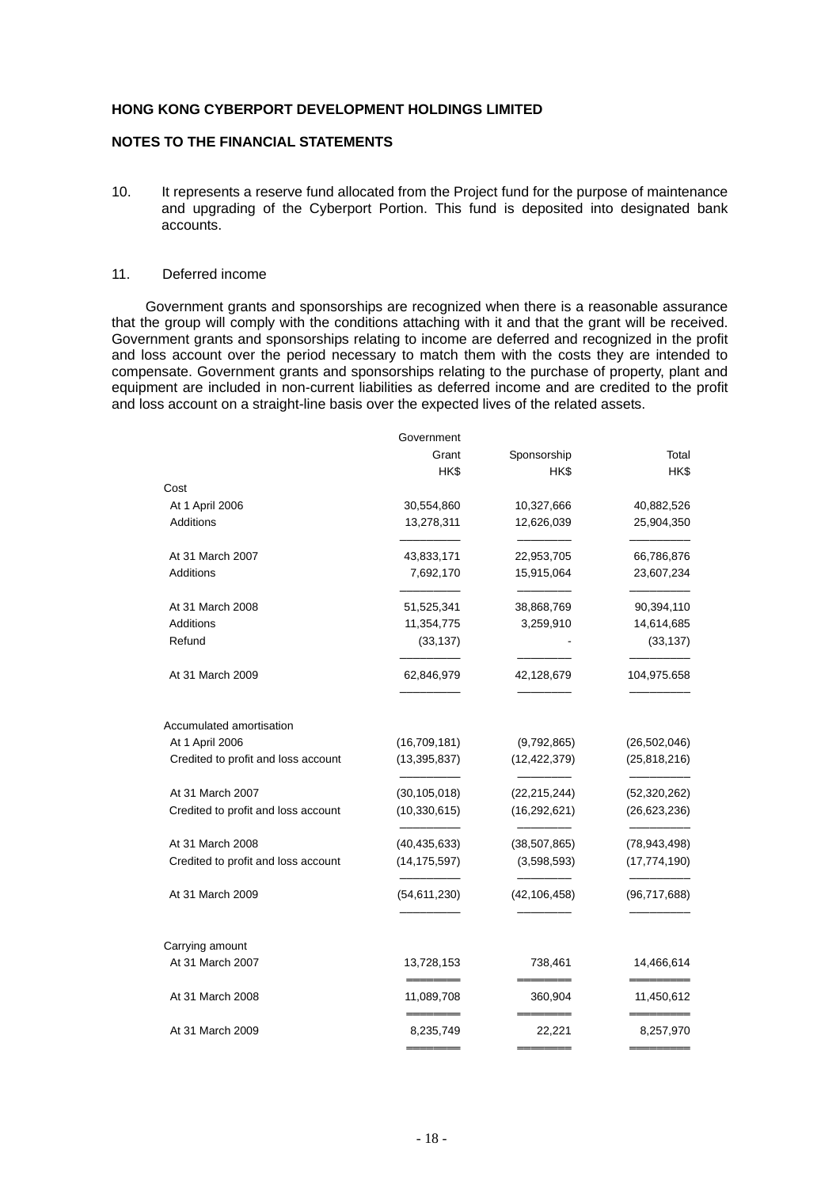**HONG KONG CYBERPORT DEVELOPMENT HOLDINGS LIMITED**

**NOTES TO THE FINANCIAL STATEMENTS**

10. It represents a reserve fund allocated from the Project fund for the purpose of maintenance and upgrading of the Cyberport Portion. This fund is deposited into designated bank accounts.

11. Deferred income

Government grants and sponsorships are recognized when there is a reasonable assurance that the group will comply with the conditions attaching with it and that the grant will be received. Government grants and sponsorships relating to income are deferred and recognized in the profit and loss account over the period necessary to match them with the costs they are intended to compensate. Government grants and sponsorships relating to the purchase of property, plant and equipment are included in non-current liabilities as deferred income and are credited to the profit and loss account on a straight-line basis over the expected lives of the related assets.

| | Government Grant HK$ | Sponsorship HK$ | Total HK$ |
|---|---|---|---|
| Cost | | | |
| At 1 April 2006 | 30,554,860 | 10,327,666 | 40,882,526 |
| Additions | 13,278,311 | 12,626,039 | 25,904,350 |
| At 31 March 2007 | 43,833,171 | 22,953,705 | 66,786,876 |
| Additions | 7,692,170 | 15,915,064 | 23,607,234 |
| At 31 March 2008 | 51,525,341 | 38,868,769 | 90,394,110 |
| Additions | 11,354,775 | 3,259,910 | 14,614,685 |
| Refund | (33,137) | - | (33,137) |
| At 31 March 2009 | 62,846,979 | 42,128,679 | 104,975.658 |
| Accumulated amortisation | | | |
| At 1 April 2006 | (16,709,181) | (9,792,865) | (26,502,046) |
| Credited to profit and loss account | (13,395,837) | (12,422,379) | (25,818,216) |
| At 31 March 2007 | (30,105,018) | (22,215,244) | (52,320,262) |
| Credited to profit and loss account | (10,330,615) | (16,292,621) | (26,623,236) |
| At 31 March 2008 | (40,435,633) | (38,507,865) | (78,943,498) |
| Credited to profit and loss account | (14,175,597) | (3,598,593) | (17,774,190) |
| At 31 March 2009 | (54,611,230) | (42,106,458) | (96,717,688) |
| Carrying amount | | | |
| At 31 March 2007 | 13,728,153 | 738,461 | 14,466,614 |
| At 31 March 2008 | 11,089,708 | 360,904 | 11,450,612 |
| At 31 March 2009 | 8,235,749 | 22,221 | 8,257,970 |